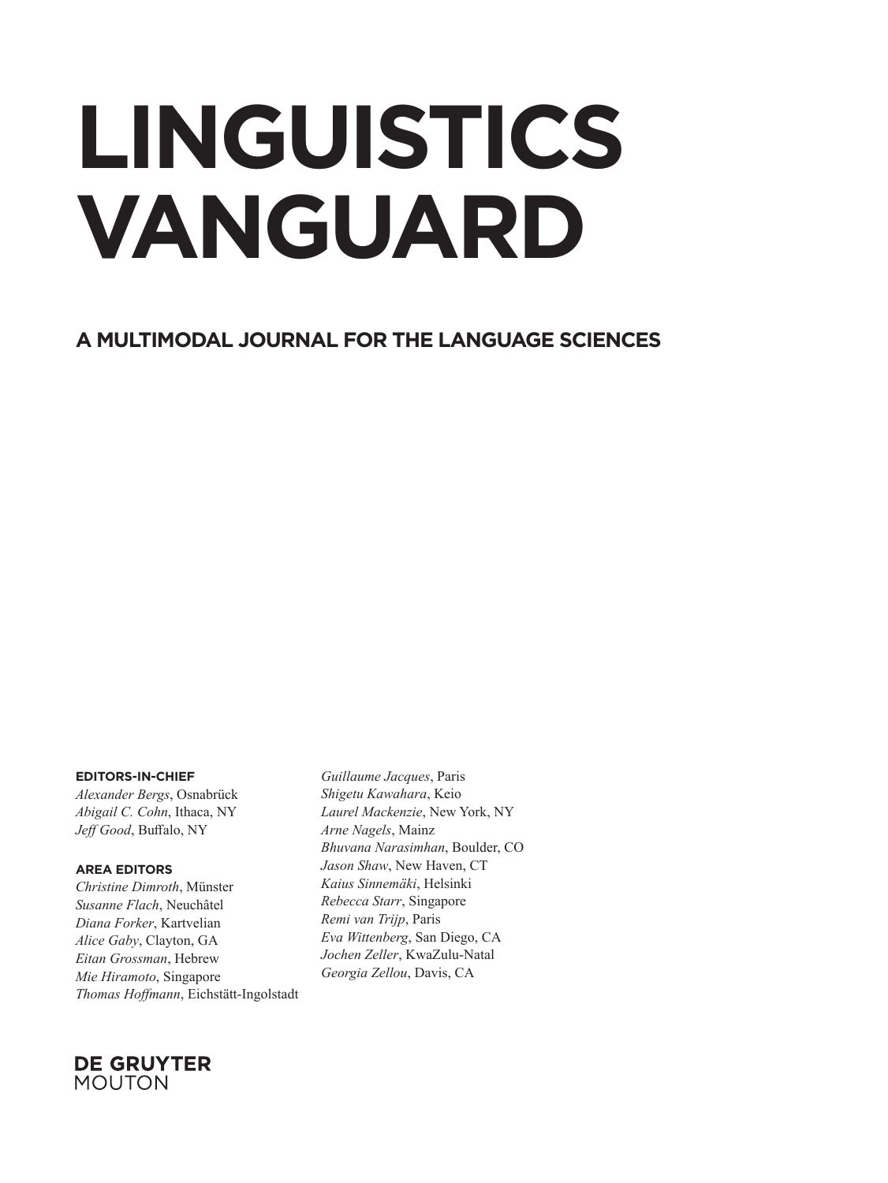# LINGUISTICS VANGUARD

## A MULTIMODAL JOURNAL FOR THE LANGUAGE SCIENCES

**EDITORS-IN-CHIEF**

*Alexander Bergs*, Osnabrück
*Abigail C. Cohn*, Ithaca, NY
*Jeff Good*, Buffalo, NY

**AREA EDITORS**

*Christine Dimroth*, Münster
*Susanne Flach*, Neuchâtel
*Diana Forker*, Kartvelian
*Alice Gaby*, Clayton, GA
*Eitan Grossman*, Hebrew
*Mie Hiramoto*, Singapore
*Thomas Hoffmann*, Eichstätt-Ingolstadt
*Guillaume Jacques*, Paris
*Shigetu Kawahara*, Keio
*Laurel Mackenzie*, New York, NY
*Arne Nagels*, Mainz
*Bhuvana Narasimhan*, Boulder, CO
*Jason Shaw*, New Haven, CT
*Kaius Sinnemäki*, Helsinki
*Rebecca Starr*, Singapore
*Remi van Trijp*, Paris
*Eva Wittenberg*, San Diego, CA
*Jochen Zeller*, KwaZulu-Natal
*Georgia Zellou*, Davis, CA

**DE GRUYTER**
MOUTON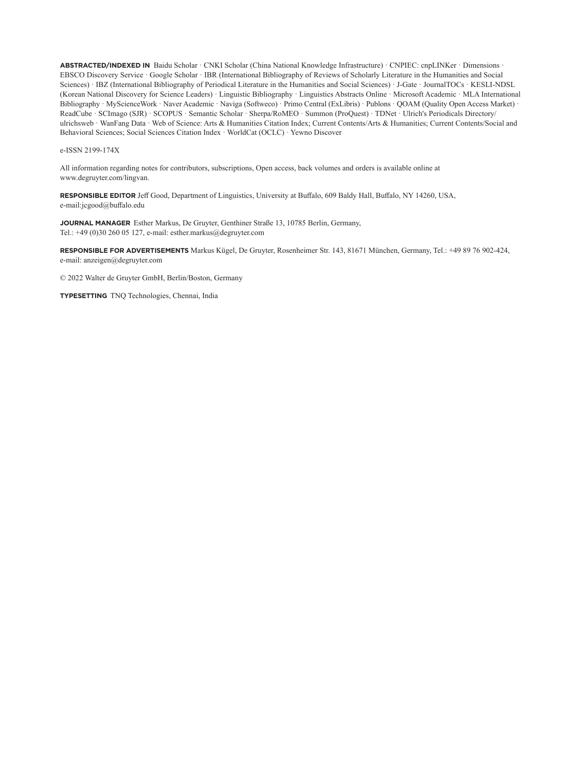**ABSTRACTED/INDEXED IN** Baidu Scholar · CNKI Scholar (China National Knowledge Infrastructure) · CNPIEC: cnpLINKer · Dimensions · EBSCO Discovery Service · Google Scholar · IBR (International Bibliography of Reviews of Scholarly Literature in the Humanities and Social Sciences) · IBZ (International Bibliography of Periodical Literature in the Humanities and Social Sciences) · J-Gate · JournalTOCs · KESLI-NDSL (Korean National Discovery for Science Leaders) · Linguistic Bibliography · Linguistics Abstracts Online · Microsoft Academic · MLA International Bibliography · MyScienceWork · Naver Academic · Naviga (Softweco) · Primo Central (ExLibris) · Publons · QOAM (Quality Open Access Market) · ReadCube · SCImago (SJR) · SCOPUS · Semantic Scholar · Sherpa/RoMEO · Summon (ProQuest) · TDNet · Ulrich's Periodicals Directory/ ulrichsweb · WanFang Data · Web of Science: Arts & Humanities Citation Index; Current Contents/Arts & Humanities; Current Contents/Social and Behavioral Sciences; Social Sciences Citation Index · WorldCat (OCLC) · Yewno Discover

e-ISSN 2199-174X

All information regarding notes for contributors, subscriptions, Open access, back volumes and orders is available online at www.degruyter.com/lingvan.

**RESPONSIBLE EDITOR** Jeff Good, Department of Linguistics, University at Buffalo, 609 Baldy Hall, Buffalo, NY 14260, USA, e-mail:jcgood@buffalo.edu

**JOURNAL MANAGER** Esther Markus, De Gruyter, Genthiner Straße 13, 10785 Berlin, Germany, Tel.: +49 (0)30 260 05 127, e-mail: esther.markus@degruyter.com

**RESPONSIBLE FOR ADVERTISEMENTS** Markus Kügel, De Gruyter, Rosenheimer Str. 143, 81671 München, Germany, Tel.: +49 89 76 902-424, e-mail: anzeigen@degruyter.com

© 2022 Walter de Gruyter GmbH, Berlin/Boston, Germany

**TYPESETTING** TNQ Technologies, Chennai, India